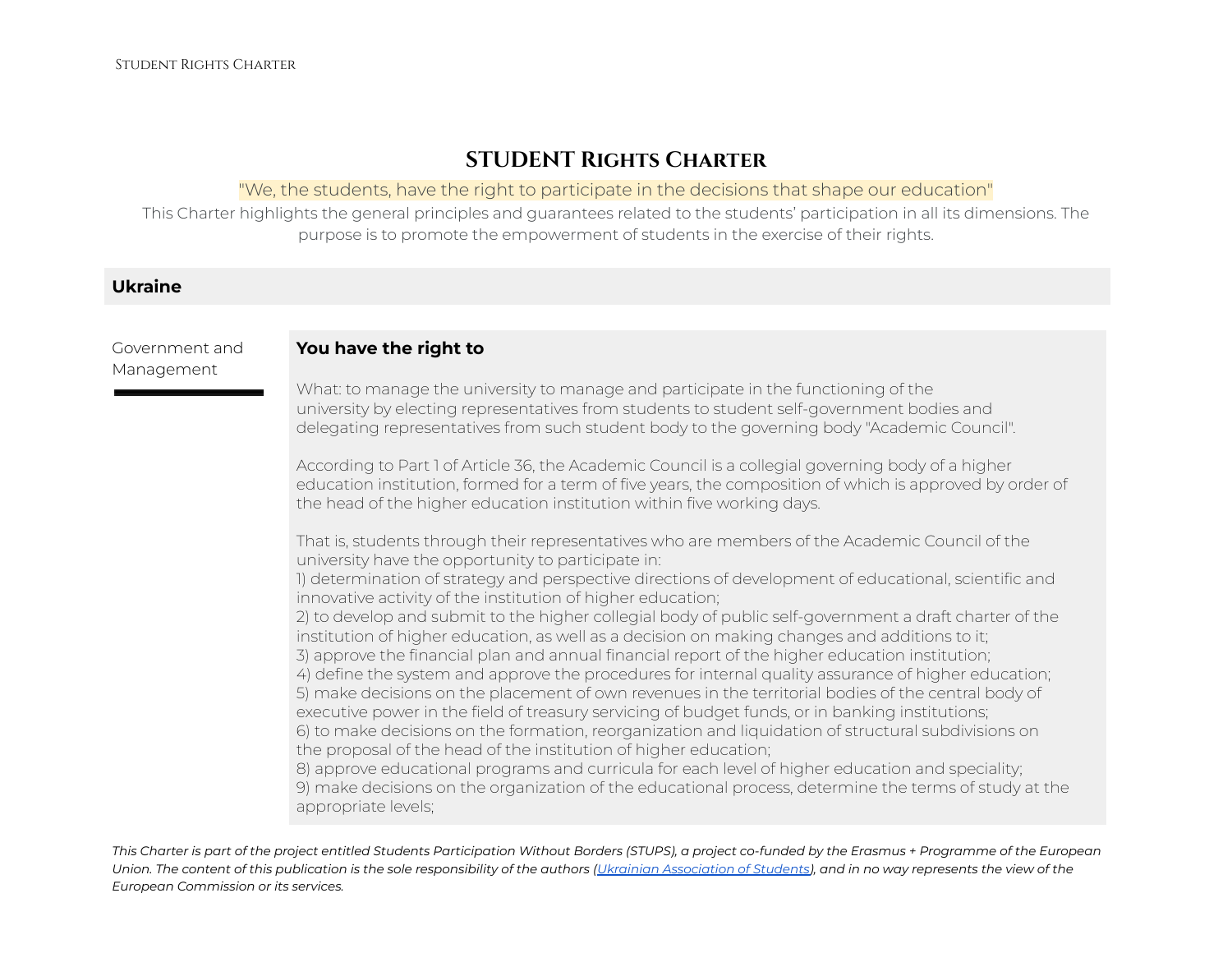# STUDENT Rights Charter

"We, the students, have the right to participate in the decisions that shape our education"

This Charter highlights the general principles and guarantees related to the students' participation in all its dimensions. The purpose is to promote the empowerment of students in the exercise of their rights.

## Ukraine

### Government and Management

**You have the right to**

What: to manage the university to manage and participate in the functioning of the university by electing representatives from students to student self-government bodies and delegating representatives from such student body to the governing body "Academic Council".

According to Part 1 of Article 36, the Academic Council is a collegial governing body of a higher education institution, formed for a term of five years, the composition of which is approved by order of the head of the higher education institution within five working days.

That is, students through their representatives who are members of the Academic Council of the university have the opportunity to participate in:
1) determination of strategy and perspective directions of development of educational, scientific and innovative activity of the institution of higher education;
2) to develop and submit to the higher collegial body of public self-government a draft charter of the institution of higher education, as well as a decision on making changes and additions to it;
3) approve the financial plan and annual financial report of the higher education institution;
4) define the system and approve the procedures for internal quality assurance of higher education;
5) make decisions on the placement of own revenues in the territorial bodies of the central body of executive power in the field of treasury servicing of budget funds, or in banking institutions;
6) to make decisions on the formation, reorganization and liquidation of structural subdivisions on the proposal of the head of the institution of higher education;
8) approve educational programs and curricula for each level of higher education and speciality;
9) make decisions on the organization of the educational process, determine the terms of study at the appropriate levels;

*This Charter is part of the project entitled Students Participation Without Borders (STUPS), a project co-funded by the Erasmus + Programme of the European Union. The content of this publication is the sole responsibility of the authors (Ukrainian Association of Students), and in no way represents the view of the European Commission or its services.*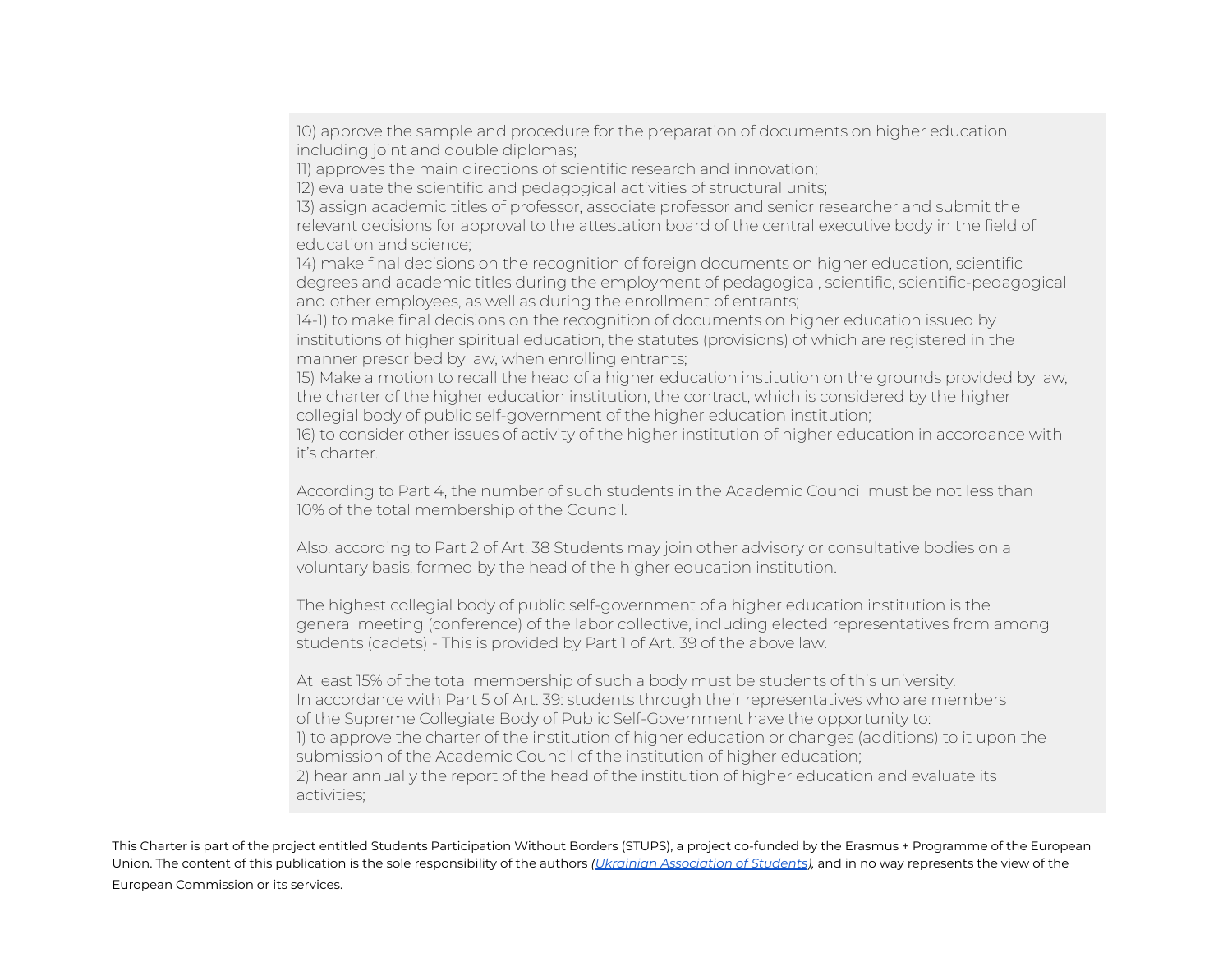10) approve the sample and procedure for the preparation of documents on higher education, including joint and double diplomas;
11) approves the main directions of scientific research and innovation;
12) evaluate the scientific and pedagogical activities of structural units;
13) assign academic titles of professor, associate professor and senior researcher and submit the relevant decisions for approval to the attestation board of the central executive body in the field of education and science;
14) make final decisions on the recognition of foreign documents on higher education, scientific degrees and academic titles during the employment of pedagogical, scientific, scientific-pedagogical and other employees, as well as during the enrollment of entrants;
14-1) to make final decisions on the recognition of documents on higher education issued by institutions of higher spiritual education, the statutes (provisions) of which are registered in the manner prescribed by law, when enrolling entrants;
15) Make a motion to recall the head of a higher education institution on the grounds provided by law, the charter of the higher education institution, the contract, which is considered by the higher collegial body of public self-government of the higher education institution;
16) to consider other issues of activity of the higher institution of higher education in accordance with it's charter.

According to Part 4, the number of such students in the Academic Council must be not less than 10% of the total membership of the Council.

Also, according to Part 2 of Art. 38 Students may join other advisory or consultative bodies on a voluntary basis, formed by the head of the higher education institution.

The highest collegial body of public self-government of a higher education institution is the general meeting (conference) of the labor collective, including elected representatives from among students (cadets) - This is provided by Part 1 of Art. 39 of the above law.

At least 15% of the total membership of such a body must be students of this university.
In accordance with Part 5 of Art. 39: students through their representatives who are members of the Supreme Collegiate Body of Public Self-Government have the opportunity to:
1) to approve the charter of the institution of higher education or changes (additions) to it upon the submission of the Academic Council of the institution of higher education;
2) hear annually the report of the head of the institution of higher education and evaluate its activities;

This Charter is part of the project entitled Students Participation Without Borders (STUPS), a project co-funded by the Erasmus + Programme of the European Union. The content of this publication is the sole responsibility of the authors *(Ukrainian Association of Students)*, and in no way represents the view of the European Commission or its services.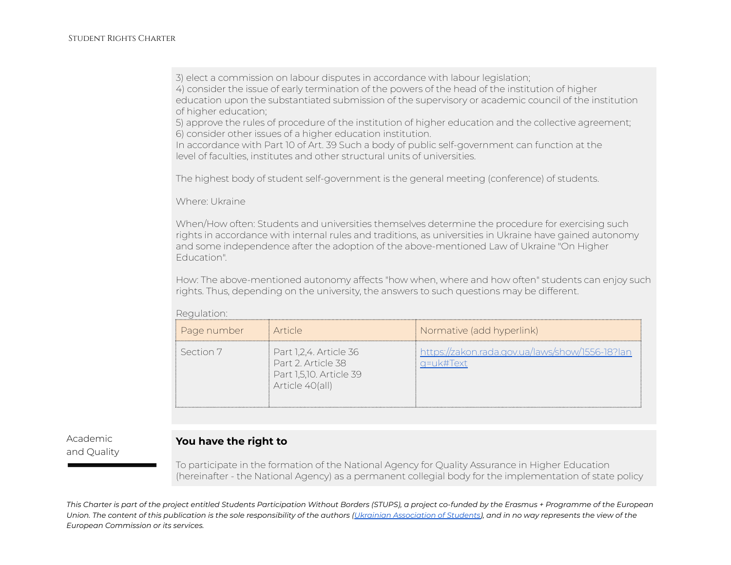3) elect a commission on labour disputes in accordance with labour legislation;
4) consider the issue of early termination of the powers of the head of the institution of higher education upon the substantiated submission of the supervisory or academic council of the institution of higher education;
5) approve the rules of procedure of the institution of higher education and the collective agreement;
6) consider other issues of a higher education institution.
In accordance with Part 10 of Art. 39 Such a body of public self-government can function at the level of faculties, institutes and other structural units of universities.

The highest body of student self-government is the general meeting (conference) of students.

Where: Ukraine

When/How often: Students and universities themselves determine the procedure for exercising such rights in accordance with internal rules and traditions, as universities in Ukraine have gained autonomy and some independence after the adoption of the above-mentioned Law of Ukraine "On Higher Education".

How: The above-mentioned autonomy affects "how when, where and how often" students can enjoy such rights. Thus, depending on the university, the answers to such questions may be different.

Regulation:

| Page number | Article | Normative (add hyperlink) |
|---|---|---|
| Section 7 | Part 1,2,4. Article 36<br>Part 2. Article 38<br>Part 1,5,10. Article 39<br>Article 40(all) | [https://zakon.rada.gov.ua/laws/show/1556-18?lang=uk#Text](https://zakon.rada.gov.ua/laws/show/1556-18?lang=uk#Text) |

## Academic and Quality

**You have the right to**

To participate in the formation of the National Agency for Quality Assurance in Higher Education (hereinafter - the National Agency) as a permanent collegial body for the implementation of state policy

*This Charter is part of the project entitled Students Participation Without Borders (STUPS), a project co-funded by the Erasmus + Programme of the European Union. The content of this publication is the sole responsibility of the authors (Ukrainian Association of Students), and in no way represents the view of the European Commission or its services.*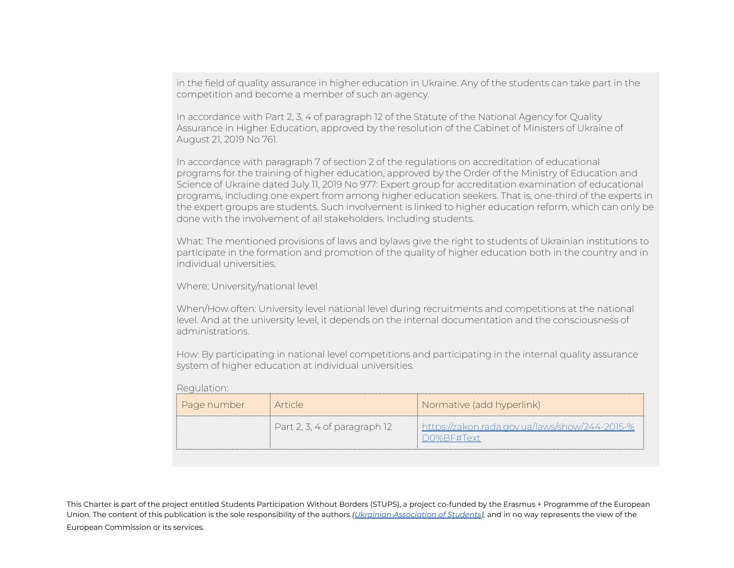in the field of quality assurance in higher education in Ukraine. Any of the students can take part in the competition and become a member of such an agency.

In accordance with Part 2, 3, 4 of paragraph 12 of the Statute of the National Agency for Quality Assurance in Higher Education, approved by the resolution of the Cabinet of Ministers of Ukraine of August 21, 2019 No 761.

In accordance with paragraph 7 of section 2 of the regulations on accreditation of educational programs for the training of higher education, approved by the Order of the Ministry of Education and Science of Ukraine dated July 11, 2019 No 977: Expert group for accreditation examination of educational programs, including one expert from among higher education seekers. That is, one-third of the experts in the expert groups are students. Such involvement is linked to higher education reform, which can only be done with the involvement of all stakeholders. Including students.

What: The mentioned provisions of laws and bylaws give the right to students of Ukrainian institutions to participate in the formation and promotion of the quality of higher education both in the country and in individual universities.

Where: University/national level

When/How often: University level national level during recruitments and competitions at the national level. And at the university level, it depends on the internal documentation and the consciousness of administrations.

How: By participating in national level competitions and participating in the internal quality assurance system of higher education at individual universities.

Regulation:

| Page number | Article | Normative (add hyperlink) |
|---|---|---|
| | Part 2, 3, 4 of paragraph 12 | [https://zakon.rada.gov.ua/laws/show/244-2015-%D0%BF#Text](https://zakon.rada.gov.ua/laws/show/244-2015-%D0%BF#Text) |

This Charter is part of the project entitled Students Participation Without Borders (STUPS), a project co-funded by the Erasmus + Programme of the European Union. The content of this publication is the sole responsibility of the authors *(Ukrainian Association of Students)*, and in no way represents the view of the European Commission or its services.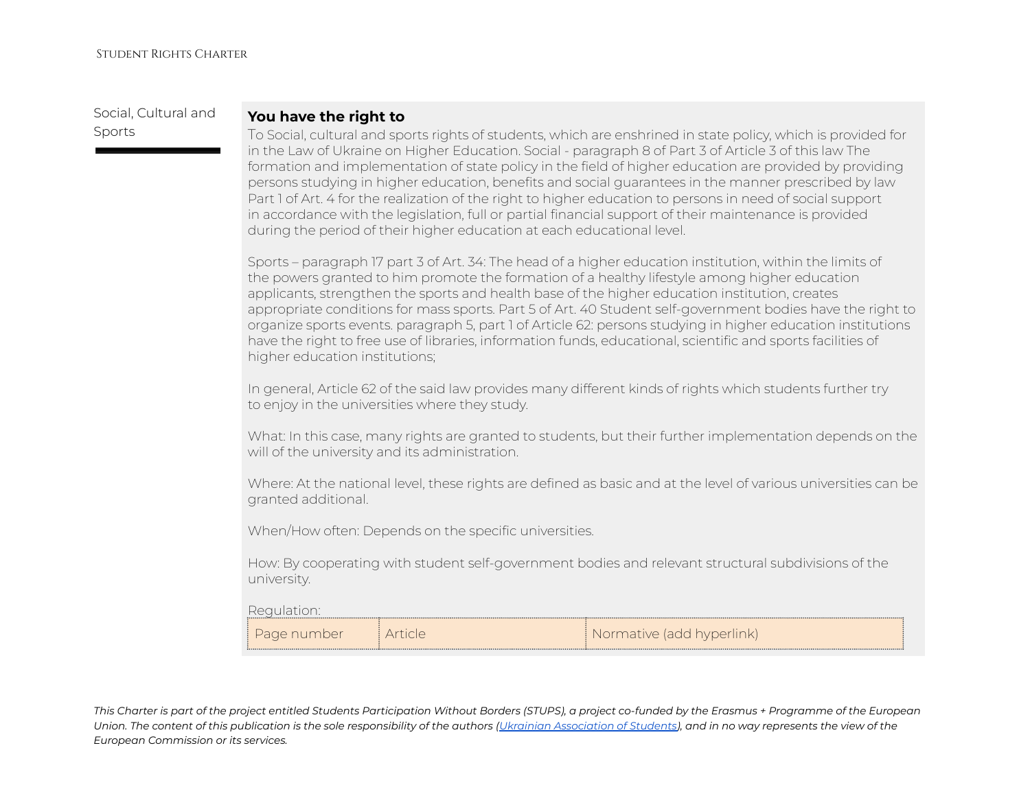Social, Cultural and Sports

**You have the right to**

To Social, cultural and sports rights of students, which are enshrined in state policy, which is provided for in the Law of Ukraine on Higher Education. Social - paragraph 8 of Part 3 of Article 3 of this law The formation and implementation of state policy in the field of higher education are provided by providing persons studying in higher education, benefits and social guarantees in the manner prescribed by law Part 1 of Art. 4 for the realization of the right to higher education to persons in need of social support in accordance with the legislation, full or partial financial support of their maintenance is provided during the period of their higher education at each educational level.

Sports – paragraph 17 part 3 of Art. 34: The head of a higher education institution, within the limits of the powers granted to him promote the formation of a healthy lifestyle among higher education applicants, strengthen the sports and health base of the higher education institution, creates appropriate conditions for mass sports. Part 5 of Art. 40 Student self-government bodies have the right to organize sports events. paragraph 5, part 1 of Article 62: persons studying in higher education institutions have the right to free use of libraries, information funds, educational, scientific and sports facilities of higher education institutions;

In general, Article 62 of the said law provides many different kinds of rights which students further try to enjoy in the universities where they study.

What: In this case, many rights are granted to students, but their further implementation depends on the will of the university and its administration.

Where: At the national level, these rights are defined as basic and at the level of various universities can be granted additional.

When/How often: Depends on the specific universities.

How: By cooperating with student self-government bodies and relevant structural subdivisions of the university.

Regulation:

| Page number | Article | Normative (add hyperlink) |
|---|---|---|

*This Charter is part of the project entitled Students Participation Without Borders (STUPS), a project co-funded by the Erasmus + Programme of the European Union. The content of this publication is the sole responsibility of the authors ([Ukrainian Association of Students]), and in no way represents the view of the European Commission or its services.*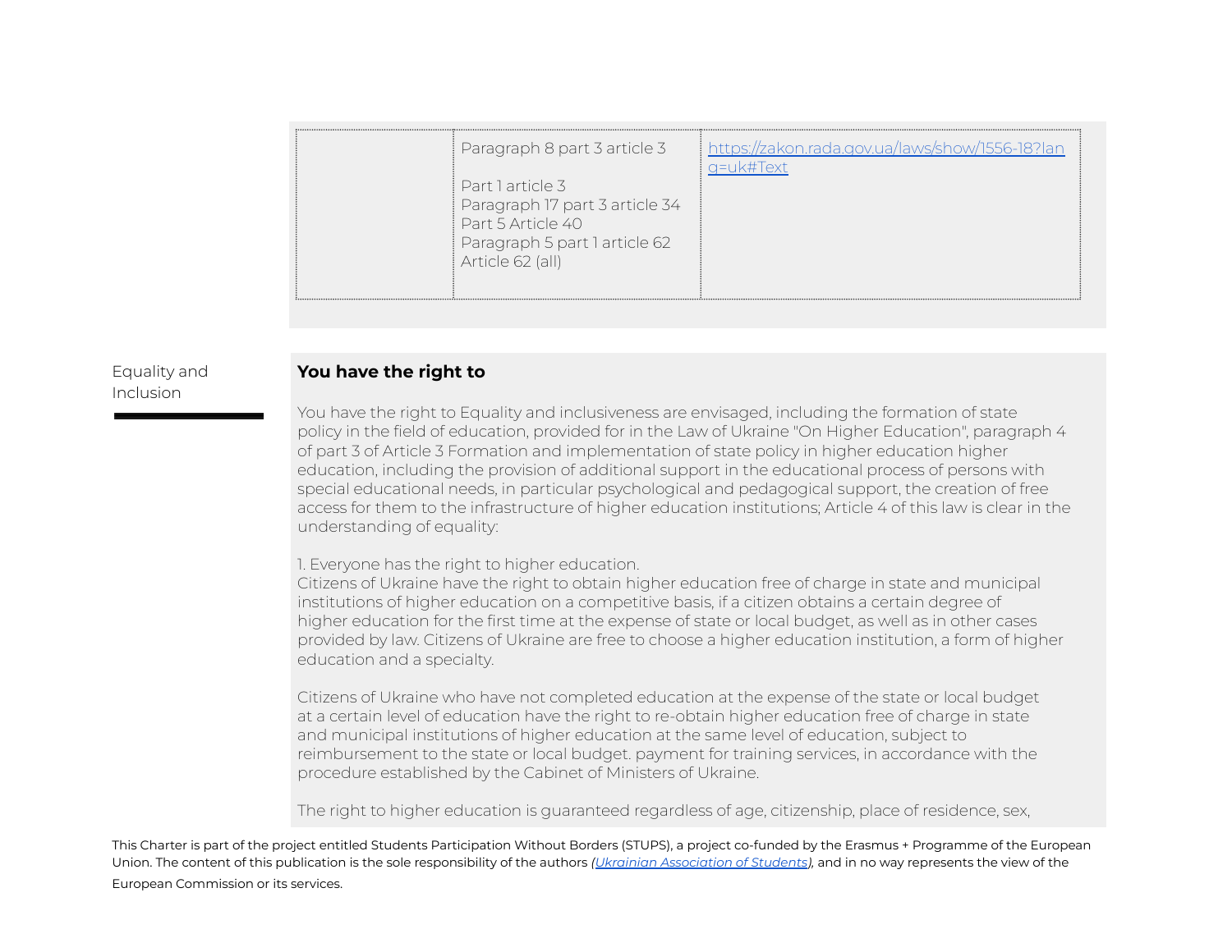|  | Paragraph 8 part 3 article 3<br><br>Part 1 article 3<br>Paragraph 17 part 3 article 34<br>Part 5 Article 40<br>Paragraph 5 part 1 article 62<br>Article 62 (all) | [https://zakon.rada.gov.ua/laws/show/1556-18?lang=uk#Text](https://zakon.rada.gov.ua/laws/show/1556-18?lang=uk#Text) |
|---|---|---|

## Equality and Inclusion

**You have the right to**

You have the right to Equality and inclusiveness are envisaged, including the formation of state policy in the field of education, provided for in the Law of Ukraine "On Higher Education", paragraph 4 of part 3 of Article 3 Formation and implementation of state policy in higher education higher education, including the provision of additional support in the educational process of persons with special educational needs, in particular psychological and pedagogical support, the creation of free access for them to the infrastructure of higher education institutions; Article 4 of this law is clear in the understanding of equality:

1. Everyone has the right to higher education.
Citizens of Ukraine have the right to obtain higher education free of charge in state and municipal institutions of higher education on a competitive basis, if a citizen obtains a certain degree of higher education for the first time at the expense of state or local budget, as well as in other cases provided by law. Citizens of Ukraine are free to choose a higher education institution, a form of higher education and a specialty.

Citizens of Ukraine who have not completed education at the expense of the state or local budget at a certain level of education have the right to re-obtain higher education free of charge in state and municipal institutions of higher education at the same level of education, subject to reimbursement to the state or local budget. payment for training services, in accordance with the procedure established by the Cabinet of Ministers of Ukraine.

The right to higher education is guaranteed regardless of age, citizenship, place of residence, sex,

This Charter is part of the project entitled Students Participation Without Borders (STUPS), a project co-funded by the Erasmus + Programme of the European Union. The content of this publication is the sole responsibility of the authors *(Ukrainian Association of Students)*, and in no way represents the view of the European Commission or its services.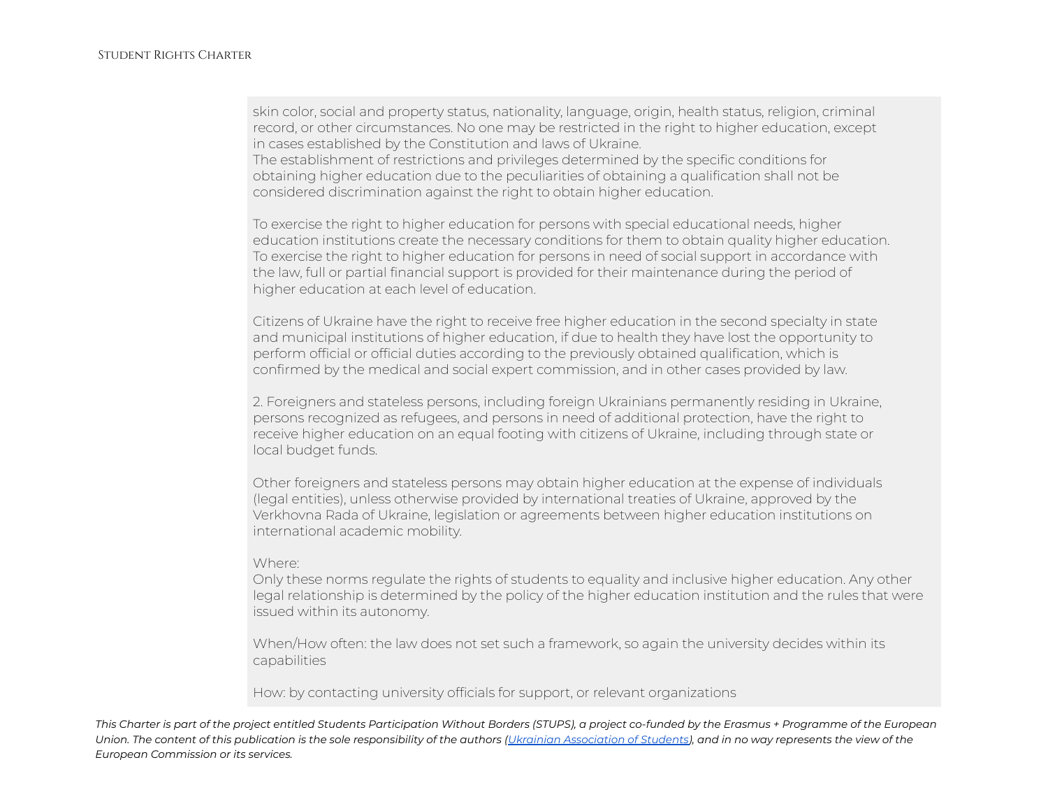skin color, social and property status, nationality, language, origin, health status, religion, criminal record, or other circumstances. No one may be restricted in the right to higher education, except in cases established by the Constitution and laws of Ukraine.
The establishment of restrictions and privileges determined by the specific conditions for obtaining higher education due to the peculiarities of obtaining a qualification shall not be considered discrimination against the right to obtain higher education.

To exercise the right to higher education for persons with special educational needs, higher education institutions create the necessary conditions for them to obtain quality higher education. To exercise the right to higher education for persons in need of social support in accordance with the law, full or partial financial support is provided for their maintenance during the period of higher education at each level of education.

Citizens of Ukraine have the right to receive free higher education in the second specialty in state and municipal institutions of higher education, if due to health they have lost the opportunity to perform official or official duties according to the previously obtained qualification, which is confirmed by the medical and social expert commission, and in other cases provided by law.

2. Foreigners and stateless persons, including foreign Ukrainians permanently residing in Ukraine, persons recognized as refugees, and persons in need of additional protection, have the right to receive higher education on an equal footing with citizens of Ukraine, including through state or local budget funds.

Other foreigners and stateless persons may obtain higher education at the expense of individuals (legal entities), unless otherwise provided by international treaties of Ukraine, approved by the Verkhovna Rada of Ukraine, legislation or agreements between higher education institutions on international academic mobility.

Where:
Only these norms regulate the rights of students to equality and inclusive higher education. Any other legal relationship is determined by the policy of the higher education institution and the rules that were issued within its autonomy.

When/How often: the law does not set such a framework, so again the university decides within its capabilities

How: by contacting university officials for support, or relevant organizations

*This Charter is part of the project entitled Students Participation Without Borders (STUPS), a project co-funded by the Erasmus + Programme of the European Union. The content of this publication is the sole responsibility of the authors (Ukrainian Association of Students), and in no way represents the view of the European Commission or its services.*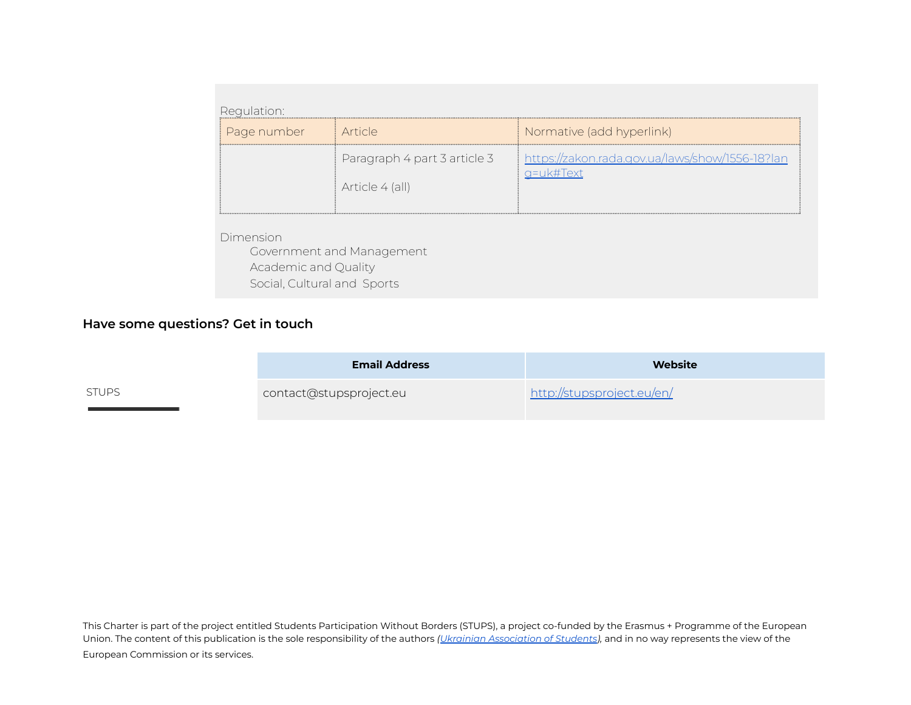Regulation:

| Page number | Article | Normative (add hyperlink) |
| --- | --- | --- |
| | Paragraph 4 part 3 article 3<br><br>Article 4 (all) | https://zakon.rada.gov.ua/laws/show/1556-18?lang=uk#Text |

Dimension

Government and Management

Academic and Quality

Social, Cultural and Sports

**Have some questions? Get in touch**

| | Email Address | Website |
| --- | --- | --- |
| STUPS | contact@stupsproject.eu | http://stupsproject.eu/en/ |

This Charter is part of the project entitled Students Participation Without Borders (STUPS), a project co-funded by the Erasmus + Programme of the European Union. The content of this publication is the sole responsibility of the authors *(Ukrainian Association of Students)*, and in no way represents the view of the European Commission or its services.